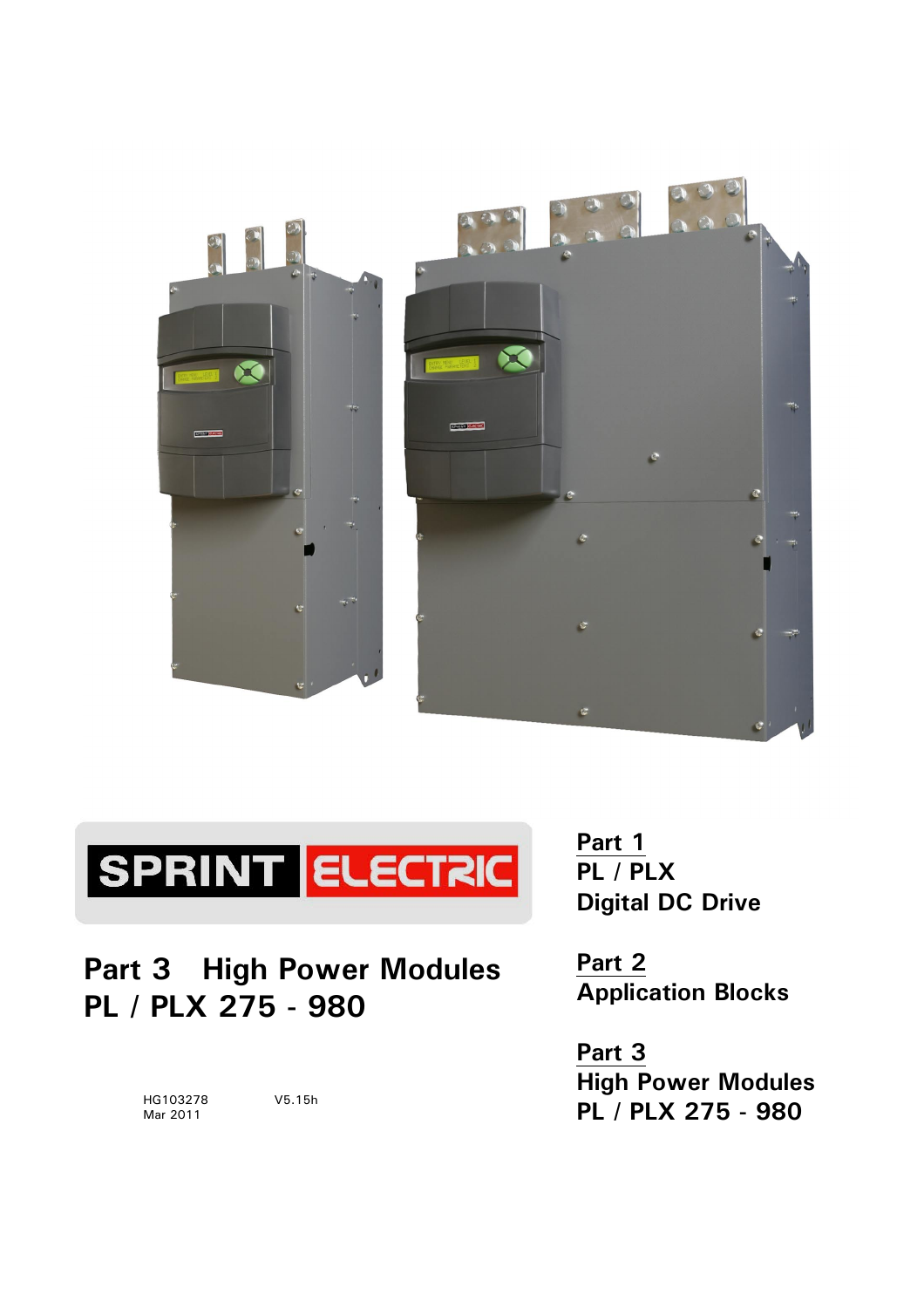SPRINT ELECTRIC

# Part 3 High Power Modules PL / PLX 275 - 980

HG103278 V5.15h
Mar 2011

**Part 1**
**PL / PLX**
**Digital DC Drive**

**Part 2**
**Application Blocks**

**Part 3**
**High Power Modules**
**PL / PLX 275 - 980**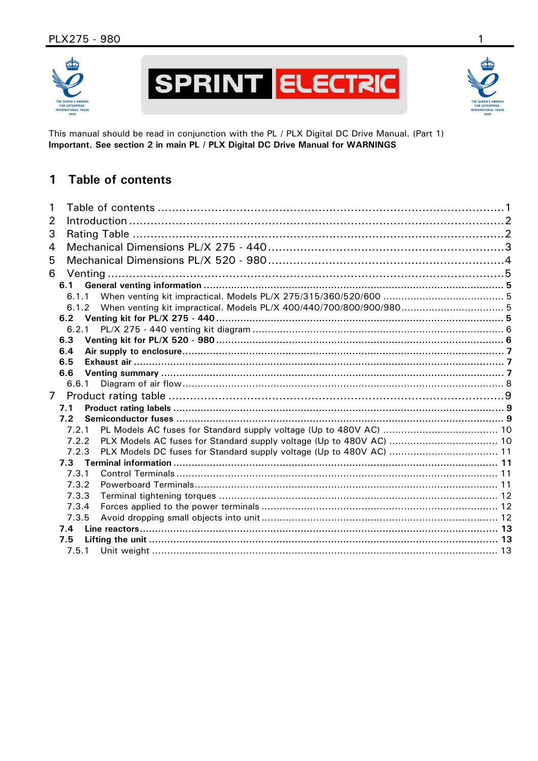This manual should be read in conjunction with the PL / PLX Digital DC Drive Manual. (Part 1)
**Important. See section 2 in main PL / PLX Digital DC Drive Manual for WARNINGS**

# 1 Table of contents

1 Table of contents ... 1
2 Introduction ... 2
3 Rating Table ... 2
4 Mechanical Dimensions PL/X 275 - 440 ... 3
5 Mechanical Dimensions PL/X 520 - 980 ... 4
6 Venting ... 5
- **6.1 General venting information ... 5**
  - 6.1.1 When venting kit impractical. Models PL/X 275/315/360/520/600 ... 5
  - 6.1.2 When venting kit impractical. Models PL/X 400/440/700/800/900/980 ... 5
- **6.2 Venting kit for PL/X 275 - 440 ... 5**
  - 6.2.1 PL/X 275 - 440 venting kit diagram ... 6
- **6.3 Venting kit for PL/X 520 - 980 ... 6**
- **6.4 Air supply to enclosure ... 7**
- **6.5 Exhaust air ... 7**
- **6.6 Venting summary ... 7**
  - 6.6.1 Diagram of air flow ... 8

7 Product rating table ... 9
- **7.1 Product rating labels ... 9**
- **7.2 Semiconductor fuses ... 9**
  - 7.2.1 PL Models AC fuses for Standard supply voltage (Up to 480V AC) ... 10
  - 7.2.2 PLX Models AC fuses for Standard supply voltage (Up to 480V AC) ... 10
  - 7.2.3 PLX Models DC fuses for Standard supply voltage (Up to 480V AC) ... 11
- **7.3 Terminal information ... 11**
  - 7.3.1 Control Terminals ... 11
  - 7.3.2 Powerboard Terminals ... 11
  - 7.3.3 Terminal tightening torques ... 12
  - 7.3.4 Forces applied to the power terminals ... 12
  - 7.3.5 Avoid dropping small objects into unit ... 12
- **7.4 Line reactors ... 13**
- **7.5 Lifting the unit ... 13**
  - 7.5.1 Unit weight ... 13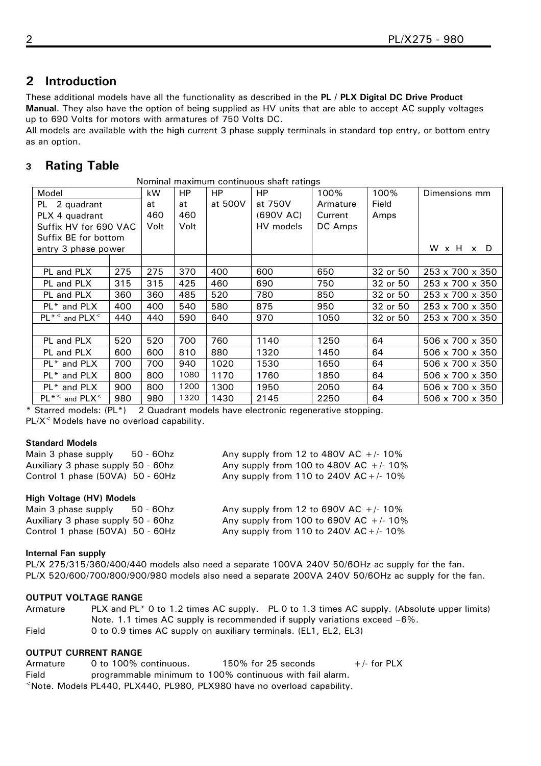## 2 Introduction

These additional models have all the functionality as described in the **PL / PLX Digital DC Drive Product Manual**. They also have the option of being supplied as HV units that are able to accept AC supply voltages up to 690 Volts for motors with armatures of 750 Volts DC.

All models are available with the high current 3 phase supply terminals in standard top entry, or bottom entry as an option.

## 3 Rating Table

Nominal maximum continuous shaft ratings

| Model<br>PL 2 quadrant<br>PLX 4 quadrant<br>Suffix HV for 690 VAC<br>Suffix BE for bottom entry 3 phase power | | kW at 460 Volt | HP at 460 Volt | HP at 500V | HP at 750V (690V AC) HV models | 100% Armature Current DC Amps | 100% Field Amps | Dimensions mm<br>W x H x D |
|---|---|---|---|---|---|---|---|---|
| | | | | | | | | |
| PL and PLX | 275 | 275 | 370 | 400 | 600 | 650 | 32 or 50 | 253 x 700 x 350 |
| PL and PLX | 315 | 315 | 425 | 460 | 690 | 750 | 32 or 50 | 253 x 700 x 350 |
| PL and PLX | 360 | 360 | 485 | 520 | 780 | 850 | 32 or 50 | 253 x 700 x 350 |
| PL* and PLX | 400 | 400 | 540 | 580 | 875 | 950 | 32 or 50 | 253 x 700 x 350 |
| PL*< and PLX< | 440 | 440 | 590 | 640 | 970 | 1050 | 32 or 50 | 253 x 700 x 350 |
| | | | | | | | | |
| PL and PLX | 520 | 520 | 700 | 760 | 1140 | 1250 | 64 | 506 x 700 x 350 |
| PL and PLX | 600 | 600 | 810 | 880 | 1320 | 1450 | 64 | 506 x 700 x 350 |
| PL* and PLX | 700 | 700 | 940 | 1020 | 1530 | 1650 | 64 | 506 x 700 x 350 |
| PL* and PLX | 800 | 800 | 1080 | 1170 | 1760 | 1850 | 64 | 506 x 700 x 350 |
| PL* and PLX | 900 | 800 | 1200 | 1300 | 1950 | 2050 | 64 | 506 x 700 x 350 |
| PL*< and PLX< | 980 | 980 | 1320 | 1430 | 2145 | 2250 | 64 | 506 x 700 x 350 |

\* Starred models: (PL*) 2 Quadrant models have electronic regenerative stopping.
PL/X< Models have no overload capability.

**Standard Models**

| | |
|---|---|
| Main 3 phase supply 50 - 6Ohz | Any supply from 12 to 480V AC +/- 10% |
| Auxiliary 3 phase supply 50 - 60hz | Any supply from 100 to 480V AC +/- 10% |
| Control 1 phase (50VA) 50 - 60Hz | Any supply from 110 to 240V AC+/- 10% |

**High Voltage (HV) Models**

| | |
|---|---|
| Main 3 phase supply 50 - 6Ohz | Any supply from 12 to 690V AC +/- 10% |
| Auxiliary 3 phase supply 50 - 60hz | Any supply from 100 to 690V AC +/- 10% |
| Control 1 phase (50VA) 50 - 60Hz | Any supply from 110 to 240V AC+/- 10% |

**Internal Fan supply**

PL/X 275/315/360/400/440 models also need a separate 100VA 240V 50/6OHz ac supply for the fan.
PL/X 520/600/700/800/900/980 models also need a separate 200VA 240V 50/6OHz ac supply for the fan.

**OUTPUT VOLTAGE RANGE**

Armature — PLX and PL* 0 to 1.2 times AC supply. PL 0 to 1.3 times AC supply. (Absolute upper limits)
Note. 1.1 times AC supply is recommended if supply variations exceed –6%.

Field — 0 to 0.9 times AC supply on auxiliary terminals. (EL1, EL2, EL3)

**OUTPUT CURRENT RANGE**

Armature — 0 to 100% continuous. 150% for 25 seconds +/- for PLX

Field — programmable minimum to 100% continuous with fail alarm.

<Note. Models PL440, PLX440, PL980, PLX980 have no overload capability.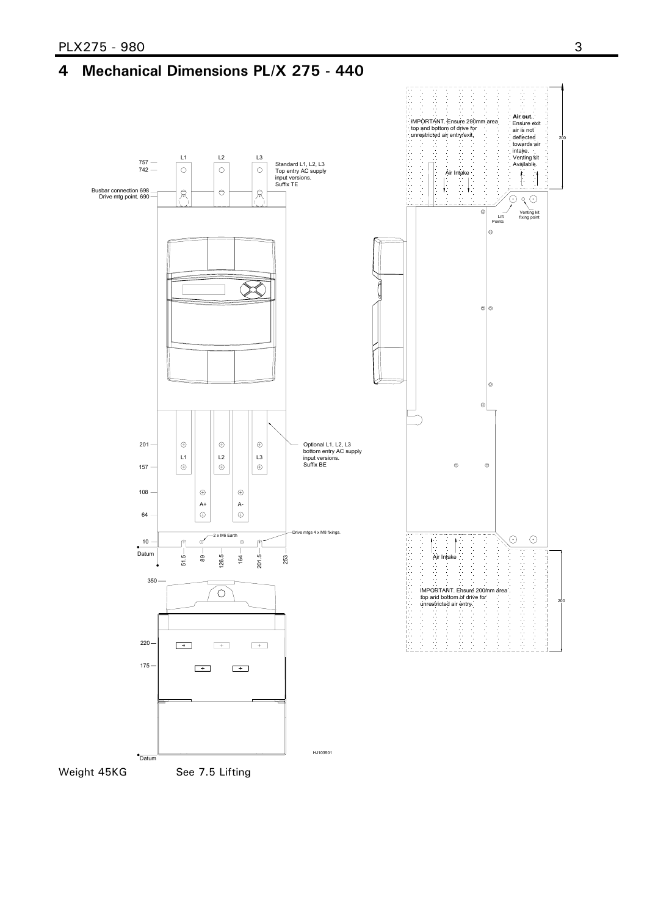# 4 Mechanical Dimensions PL/X 275 - 440

Standard L1, L2, L3 Top entry AC supply input versions. Suffix TE

Busbar connection 698

Drive mtg point. 690

Optional L1, L2, L3 bottom entry AC supply input versions. Suffix BE

2 x M6 Earth

Drive mtgs 4 x M8 fixings.

IMPORTANT. Ensure 200mm area top and bottom of drive for unrestricted air entry/exit.

Air out. Ensure exit air is not deflected towards air intake. Venting kit Available.

Air Intake

Lift Points

Venting kit fixing point

IMPORTANT. Ensure 200mm area top and bottom of drive for unrestricted air entry.

HJ103501

Weight 45KG See 7.5 Lifting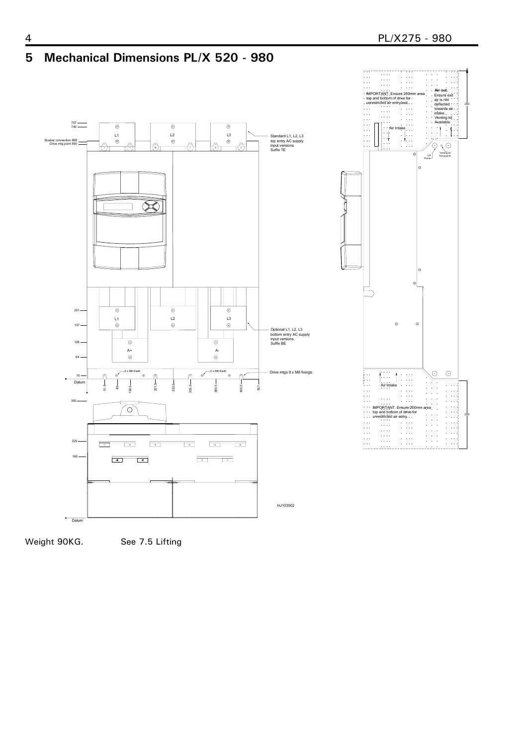# 5 Mechanical Dimensions PL/X 520 - 980

757
742
Busbar connection 698
Drive mtg point 690

L1 L2 L3

Standard L1, L2, L3 top entry AC supply input versions. Suffix TE

201
157
108
64
10
Datum

L1 L2 L3

A+ A-

Optional L1, L2, L3 bottom entry AC supply input versions. Suffix BE

2 x M6 Earth

2 x M6 Earth

Drive mtgs 8 x M8 fixings.

51.5 89 126.5 201.5 253.5 305.5 380.5 455.5 507

350
225
180
Datum

HJ103502

IMPORTANT. Ensure 200mm area top and bottom of drive for unrestricted air entry/exit.

**Air out.** Ensure exit air is not deflected towards air intake. Venting kit Available.

Air Intake

Lift Points

Venting kit fixing point

200

Air Intake

IMPORTANT. Ensure 200mm area top and bottom of drive for unrestricted air entry.

200

Weight 90KG. See 7.5 Lifting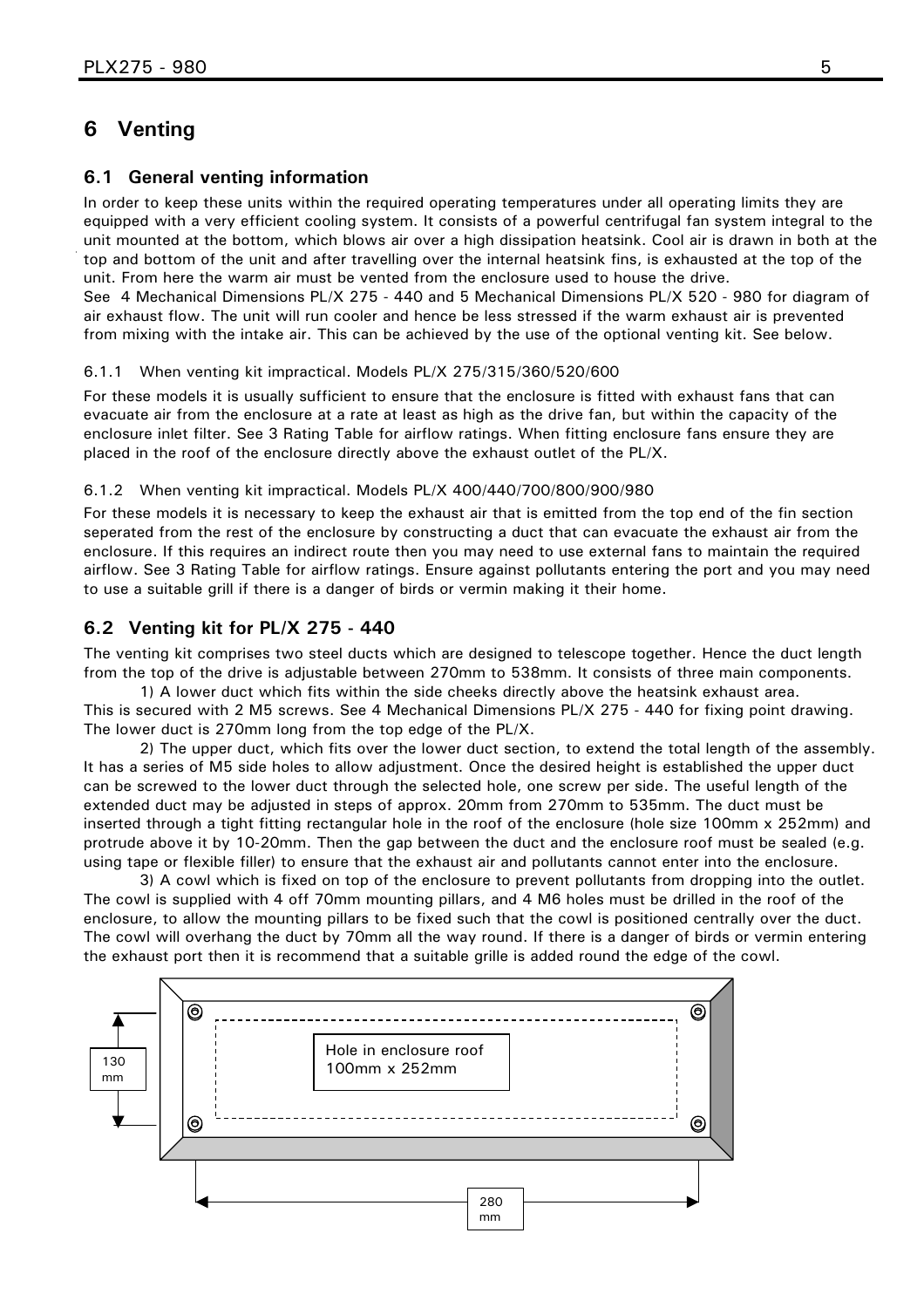# 6 Venting

## 6.1 General venting information

In order to keep these units within the required operating temperatures under all operating limits they are equipped with a very efficient cooling system. It consists of a powerful centrifugal fan system integral to the unit mounted at the bottom, which blows air over a high dissipation heatsink. Cool air is drawn in both at the top and bottom of the unit and after travelling over the internal heatsink fins, is exhausted at the top of the unit. From here the warm air must be vented from the enclosure used to house the drive.
See 4 Mechanical Dimensions PL/X 275 - 440 and 5 Mechanical Dimensions PL/X 520 - 980 for diagram of air exhaust flow. The unit will run cooler and hence be less stressed if the warm exhaust air is prevented from mixing with the intake air. This can be achieved by the use of the optional venting kit. See below.

### 6.1.1 When venting kit impractical. Models PL/X 275/315/360/520/600

For these models it is usually sufficient to ensure that the enclosure is fitted with exhaust fans that can evacuate air from the enclosure at a rate at least as high as the drive fan, but within the capacity of the enclosure inlet filter. See 3 Rating Table for airflow ratings. When fitting enclosure fans ensure they are placed in the roof of the enclosure directly above the exhaust outlet of the PL/X.

### 6.1.2 When venting kit impractical. Models PL/X 400/440/700/800/900/980

For these models it is necessary to keep the exhaust air that is emitted from the top end of the fin section seperated from the rest of the enclosure by constructing a duct that can evacuate the exhaust air from the enclosure. If this requires an indirect route then you may need to use external fans to maintain the required airflow. See 3 Rating Table for airflow ratings. Ensure against pollutants entering the port and you may need to use a suitable grill if there is a danger of birds or vermin making it their home.

## 6.2 Venting kit for PL/X 275 - 440

The venting kit comprises two steel ducts which are designed to telescope together. Hence the duct length from the top of the drive is adjustable between 270mm to 538mm. It consists of three main components.

1) A lower duct which fits within the side cheeks directly above the heatsink exhaust area. This is secured with 2 M5 screws. See 4 Mechanical Dimensions PL/X 275 - 440 for fixing point drawing. The lower duct is 270mm long from the top edge of the PL/X.

2) The upper duct, which fits over the lower duct section, to extend the total length of the assembly. It has a series of M5 side holes to allow adjustment. Once the desired height is established the upper duct can be screwed to the lower duct through the selected hole, one screw per side. The useful length of the extended duct may be adjusted in steps of approx. 20mm from 270mm to 535mm. The duct must be inserted through a tight fitting rectangular hole in the roof of the enclosure (hole size 100mm x 252mm) and protrude above it by 10-20mm. Then the gap between the duct and the enclosure roof must be sealed (e.g. using tape or flexible filler) to ensure that the exhaust air and pollutants cannot enter into the enclosure.

3) A cowl which is fixed on top of the enclosure to prevent pollutants from dropping into the outlet. The cowl is supplied with 4 off 70mm mounting pillars, and 4 M6 holes must be drilled in the roof of the enclosure, to allow the mounting pillars to be fixed such that the cowl is positioned centrally over the duct. The cowl will overhang the duct by 70mm all the way round. If there is a danger of birds or vermin entering the exhaust port then it is recommend that a suitable grille is added round the edge of the cowl.

Hole in enclosure roof 100mm x 252mm

130 mm

280 mm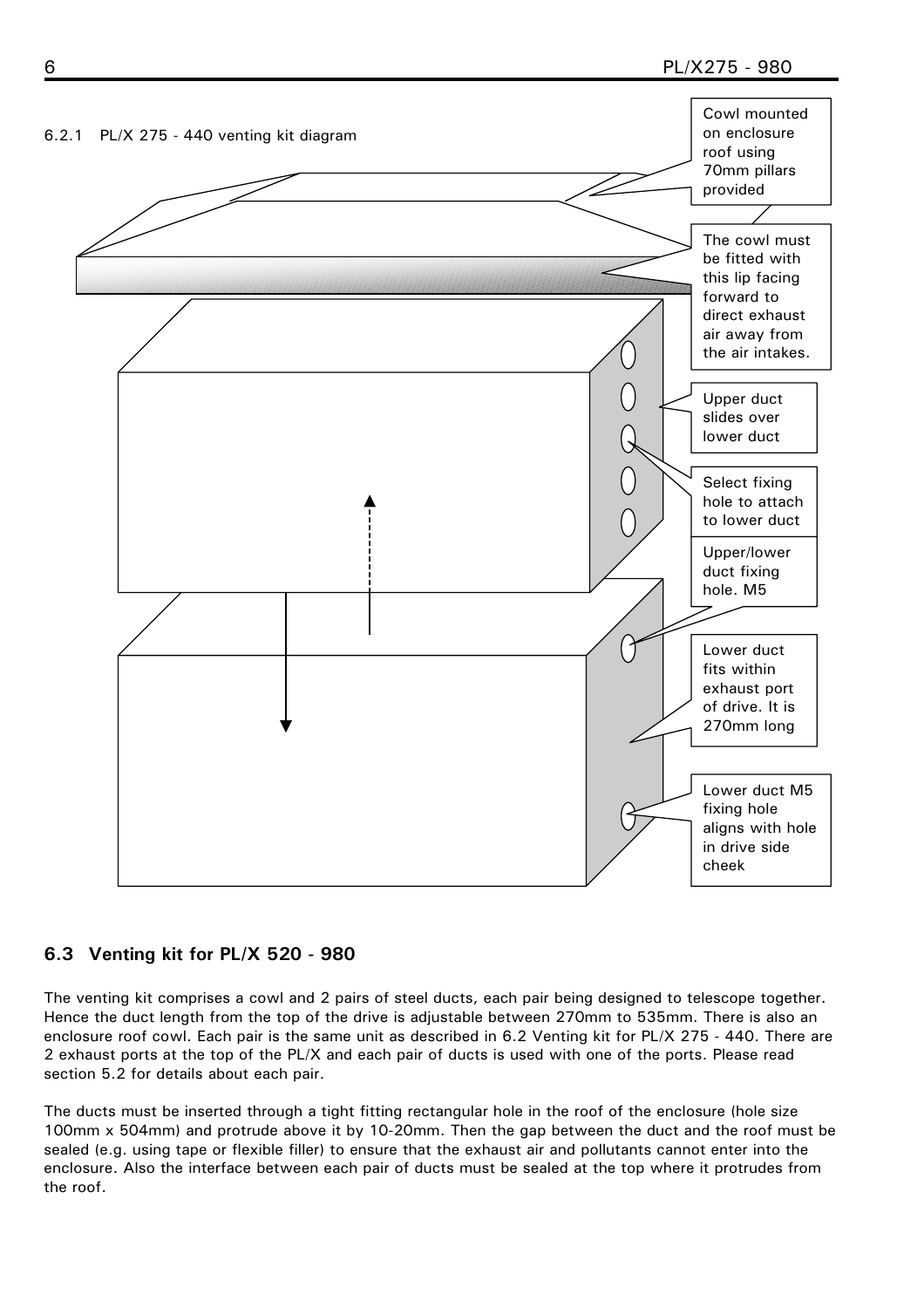6.2.1 PL/X 275 - 440 venting kit diagram

Cowl mounted on enclosure roof using 70mm pillars provided

The cowl must be fitted with this lip facing forward to direct exhaust air away from the air intakes.

Upper duct slides over lower duct

Select fixing hole to attach to lower duct

Upper/lower duct fixing hole. M5

Lower duct fits within exhaust port of drive. It is 270mm long

Lower duct M5 fixing hole aligns with hole in drive side cheek

### 6.3 Venting kit for PL/X 520 - 980

The venting kit comprises a cowl and 2 pairs of steel ducts, each pair being designed to telescope together. Hence the duct length from the top of the drive is adjustable between 270mm to 535mm. There is also an enclosure roof cowl. Each pair is the same unit as described in 6.2 Venting kit for PL/X 275 - 440. There are 2 exhaust ports at the top of the PL/X and each pair of ducts is used with one of the ports. Please read section 5.2 for details about each pair.

The ducts must be inserted through a tight fitting rectangular hole in the roof of the enclosure (hole size 100mm x 504mm) and protrude above it by 10-20mm. Then the gap between the duct and the roof must be sealed (e.g. using tape or flexible filler) to ensure that the exhaust air and pollutants cannot enter into the enclosure. Also the interface between each pair of ducts must be sealed at the top where it protrudes from the roof.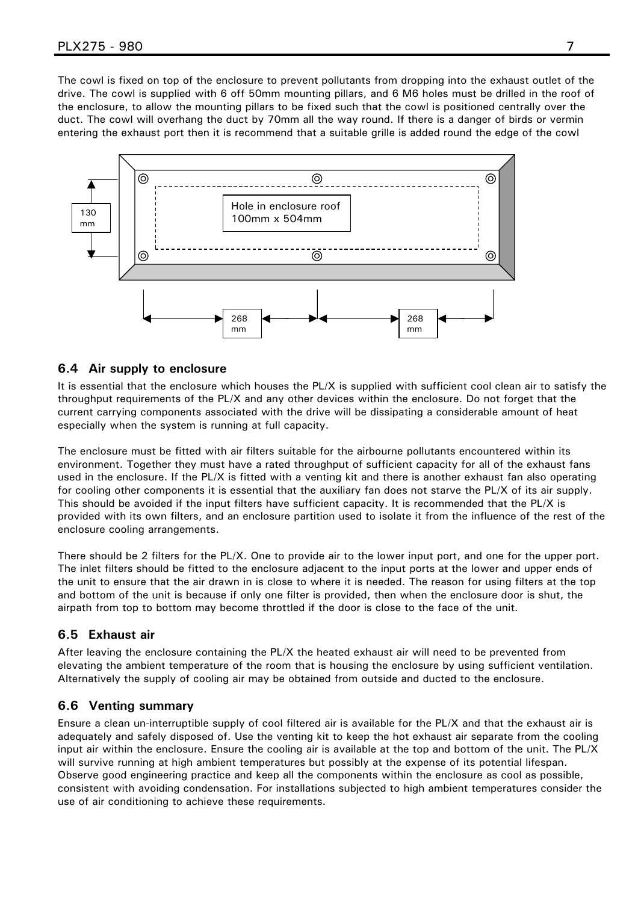The cowl is fixed on top of the enclosure to prevent pollutants from dropping into the exhaust outlet of the drive. The cowl is supplied with 6 off 50mm mounting pillars, and 6 M6 holes must be drilled in the roof of the enclosure, to allow the mounting pillars to be fixed such that the cowl is positioned centrally over the duct. The cowl will overhang the duct by 70mm all the way round. If there is a danger of birds or vermin entering the exhaust port then it is recommend that a suitable grille is added round the edge of the cowl

130 mm

Hole in enclosure roof 100mm x 504mm

268 mm

268 mm

### 6.4 Air supply to enclosure

It is essential that the enclosure which houses the PL/X is supplied with sufficient cool clean air to satisfy the throughput requirements of the PL/X and any other devices within the enclosure. Do not forget that the current carrying components associated with the drive will be dissipating a considerable amount of heat especially when the system is running at full capacity.

The enclosure must be fitted with air filters suitable for the airbourne pollutants encountered within its environment. Together they must have a rated throughput of sufficient capacity for all of the exhaust fans used in the enclosure. If the PL/X is fitted with a venting kit and there is another exhaust fan also operating for cooling other components it is essential that the auxiliary fan does not starve the PL/X of its air supply. This should be avoided if the input filters have sufficient capacity. It is recommended that the PL/X is provided with its own filters, and an enclosure partition used to isolate it from the influence of the rest of the enclosure cooling arrangements.

There should be 2 filters for the PL/X. One to provide air to the lower input port, and one for the upper port. The inlet filters should be fitted to the enclosure adjacent to the input ports at the lower and upper ends of the unit to ensure that the air drawn in is close to where it is needed. The reason for using filters at the top and bottom of the unit is because if only one filter is provided, then when the enclosure door is shut, the airpath from top to bottom may become throttled if the door is close to the face of the unit.

### 6.5 Exhaust air

After leaving the enclosure containing the PL/X the heated exhaust air will need to be prevented from elevating the ambient temperature of the room that is housing the enclosure by using sufficient ventilation. Alternatively the supply of cooling air may be obtained from outside and ducted to the enclosure.

### 6.6 Venting summary

Ensure a clean un-interruptible supply of cool filtered air is available for the PL/X and that the exhaust air is adequately and safely disposed of. Use the venting kit to keep the hot exhaust air separate from the cooling input air within the enclosure. Ensure the cooling air is available at the top and bottom of the unit. The PL/X will survive running at high ambient temperatures but possibly at the expense of its potential lifespan. Observe good engineering practice and keep all the components within the enclosure as cool as possible, consistent with avoiding condensation. For installations subjected to high ambient temperatures consider the use of air conditioning to achieve these requirements.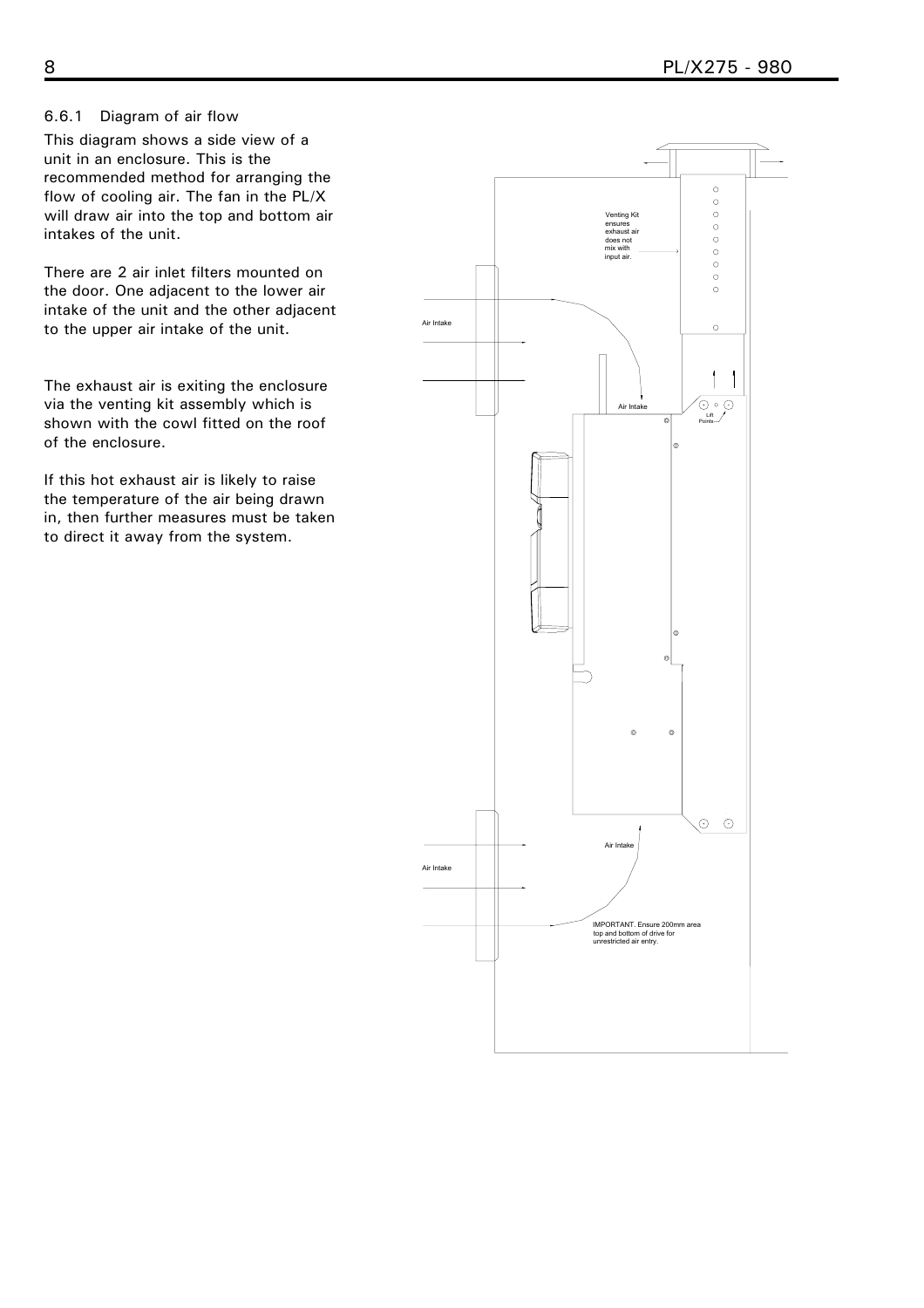### 6.6.1 Diagram of air flow

This diagram shows a side view of a unit in an enclosure. This is the recommended method for arranging the flow of cooling air. The fan in the PL/X will draw air into the top and bottom air intakes of the unit.

There are 2 air inlet filters mounted on the door. One adjacent to the lower air intake of the unit and the other adjacent to the upper air intake of the unit.

The exhaust air is exiting the enclosure via the venting kit assembly which is shown with the cowl fitted on the roof of the enclosure.

If this hot exhaust air is likely to raise the temperature of the air being drawn in, then further measures must be taken to direct it away from the system.

Venting Kit ensures exhaust air does not mix with input air.

Air Intake

Air Intake

Lift Points

Air Intake

Air Intake

IMPORTANT. Ensure 200mm area top and bottom of drive for unrestricted air entry.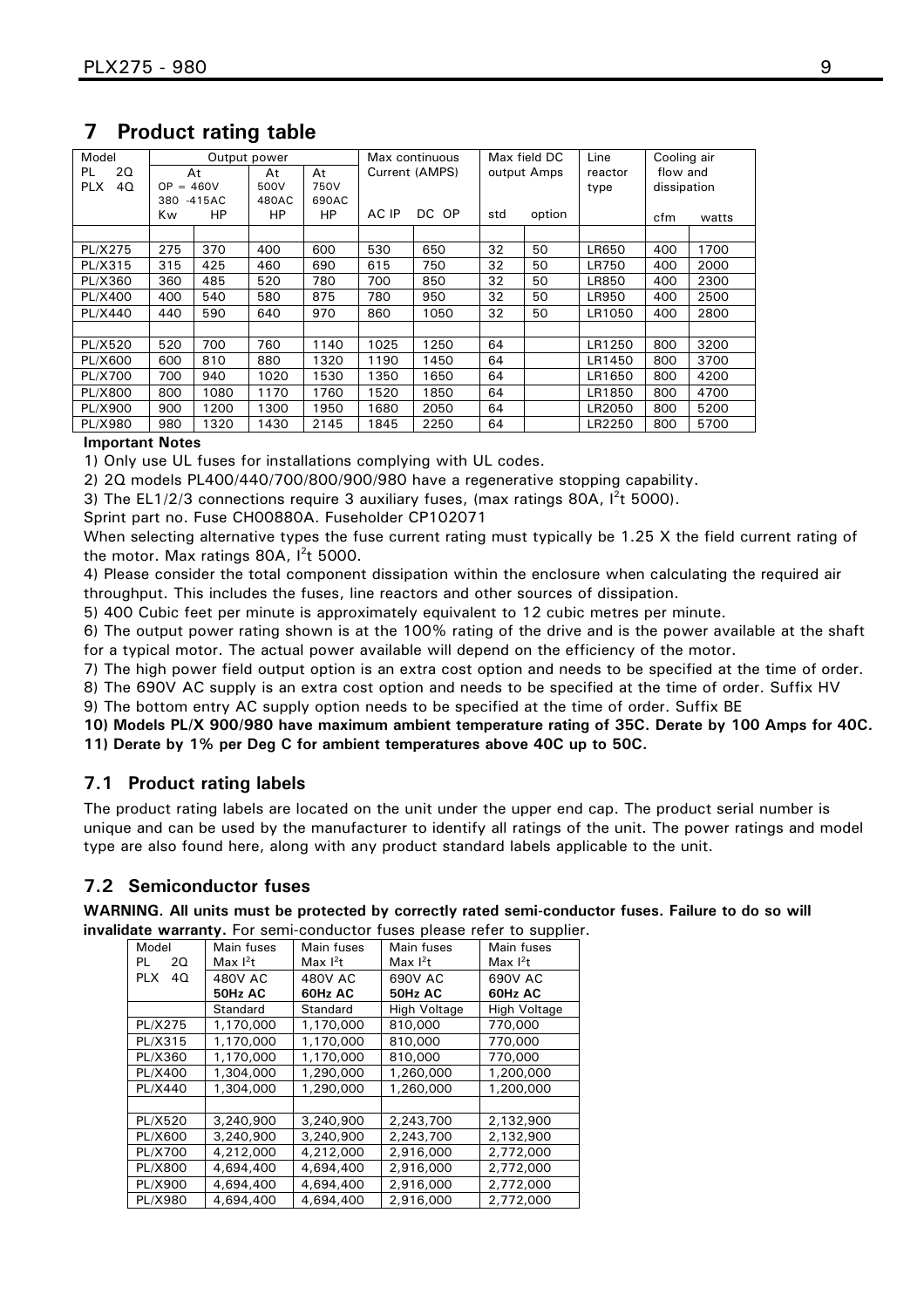# 7 Product rating table

| Model | Output power | | | | Max continuous | | Max field DC | | Line | Cooling air | |
|---|---|---|---|---|---|---|---|---|---|---|---|
| PL 2Q<br>PLX 4Q | At<br>OP = 460V<br>380 -415AC | | At<br>500V<br>480AC | At<br>750V<br>690AC | Current (AMPS) | | output Amps | | reactor<br>type | flow and<br>dissipation | |
| | Kw | HP | HP | HP | AC IP | DC OP | std | option | | cfm | watts |
| | | | | | | | | | | | |
| PL/X275 | 275 | 370 | 400 | 600 | 530 | 650 | 32 | 50 | LR650 | 400 | 1700 |
| PL/X315 | 315 | 425 | 460 | 690 | 615 | 750 | 32 | 50 | LR750 | 400 | 2000 |
| PL/X360 | 360 | 485 | 520 | 780 | 700 | 850 | 32 | 50 | LR850 | 400 | 2300 |
| PL/X400 | 400 | 540 | 580 | 875 | 780 | 950 | 32 | 50 | LR950 | 400 | 2500 |
| PL/X440 | 440 | 590 | 640 | 970 | 860 | 1050 | 32 | 50 | LR1050 | 400 | 2800 |
| | | | | | | | | | | | |
| PL/X520 | 520 | 700 | 760 | 1140 | 1025 | 1250 | 64 | | LR1250 | 800 | 3200 |
| PL/X600 | 600 | 810 | 880 | 1320 | 1190 | 1450 | 64 | | LR1450 | 800 | 3700 |
| PL/X700 | 700 | 940 | 1020 | 1530 | 1350 | 1650 | 64 | | LR1650 | 800 | 4200 |
| PL/X800 | 800 | 1080 | 1170 | 1760 | 1520 | 1850 | 64 | | LR1850 | 800 | 4700 |
| PL/X900 | 900 | 1200 | 1300 | 1950 | 1680 | 2050 | 64 | | LR2050 | 800 | 5200 |
| PL/X980 | 980 | 1320 | 1430 | 2145 | 1845 | 2250 | 64 | | LR2250 | 800 | 5700 |

**Important Notes**

1) Only use UL fuses for installations complying with UL codes.

2) 2Q models PL400/440/700/800/900/980 have a regenerative stopping capability.

3) The EL1/2/3 connections require 3 auxiliary fuses, (max ratings 80A, $I^2t$ 5000).

Sprint part no. Fuse CH00880A. Fuseholder CP102071

When selecting alternative types the fuse current rating must typically be 1.25 X the field current rating of the motor. Max ratings 80A, $I^2t$ 5000.

4) Please consider the total component dissipation within the enclosure when calculating the required air throughput. This includes the fuses, line reactors and other sources of dissipation.

5) 400 Cubic feet per minute is approximately equivalent to 12 cubic metres per minute.

6) The output power rating shown is at the 100% rating of the drive and is the power available at the shaft for a typical motor. The actual power available will depend on the efficiency of the motor.

7) The high power field output option is an extra cost option and needs to be specified at the time of order.

8) The 690V AC supply is an extra cost option and needs to be specified at the time of order. Suffix HV

9) The bottom entry AC supply option needs to be specified at the time of order. Suffix BE

**10) Models PL/X 900/980 have maximum ambient temperature rating of 35C. Derate by 100 Amps for 40C.**

**11) Derate by 1% per Deg C for ambient temperatures above 40C up to 50C.**

## 7.1 Product rating labels

The product rating labels are located on the unit under the upper end cap. The product serial number is unique and can be used by the manufacturer to identify all ratings of the unit. The power ratings and model type are also found here, along with any product standard labels applicable to the unit.

## 7.2 Semiconductor fuses

**WARNING. All units must be protected by correctly rated semi-conductor fuses. Failure to do so will invalidate warranty.** For semi-conductor fuses please refer to supplier.

| Model<br>PL 2Q<br>PLX 4Q | Main fuses<br>Max $I^2t$<br>480V AC<br>**50Hz AC** | Main fuses<br>Max $I^2t$<br>480V AC<br>**60Hz AC** | Main fuses<br>Max $I^2t$<br>690V AC<br>**50Hz AC** | Main fuses<br>Max $I^2t$<br>690V AC<br>**60Hz AC** |
|---|---|---|---|---|
| | Standard | Standard | High Voltage | High Voltage |
| PL/X275 | 1,170,000 | 1,170,000 | 810,000 | 770,000 |
| PL/X315 | 1,170,000 | 1,170,000 | 810,000 | 770,000 |
| PL/X360 | 1,170,000 | 1,170,000 | 810,000 | 770,000 |
| PL/X400 | 1,304,000 | 1,290,000 | 1,260,000 | 1,200,000 |
| PL/X440 | 1,304,000 | 1,290,000 | 1,260,000 | 1,200,000 |
| | | | | |
| PL/X520 | 3,240,900 | 3,240,900 | 2,243,700 | 2,132,900 |
| PL/X600 | 3,240,900 | 3,240,900 | 2,243,700 | 2,132,900 |
| PL/X700 | 4,212,000 | 4,212,000 | 2,916,000 | 2,772,000 |
| PL/X800 | 4,694,400 | 4,694,400 | 2,916,000 | 2,772,000 |
| PL/X900 | 4,694,400 | 4,694,400 | 2,916,000 | 2,772,000 |
| PL/X980 | 4,694,400 | 4,694,400 | 2,916,000 | 2,772,000 |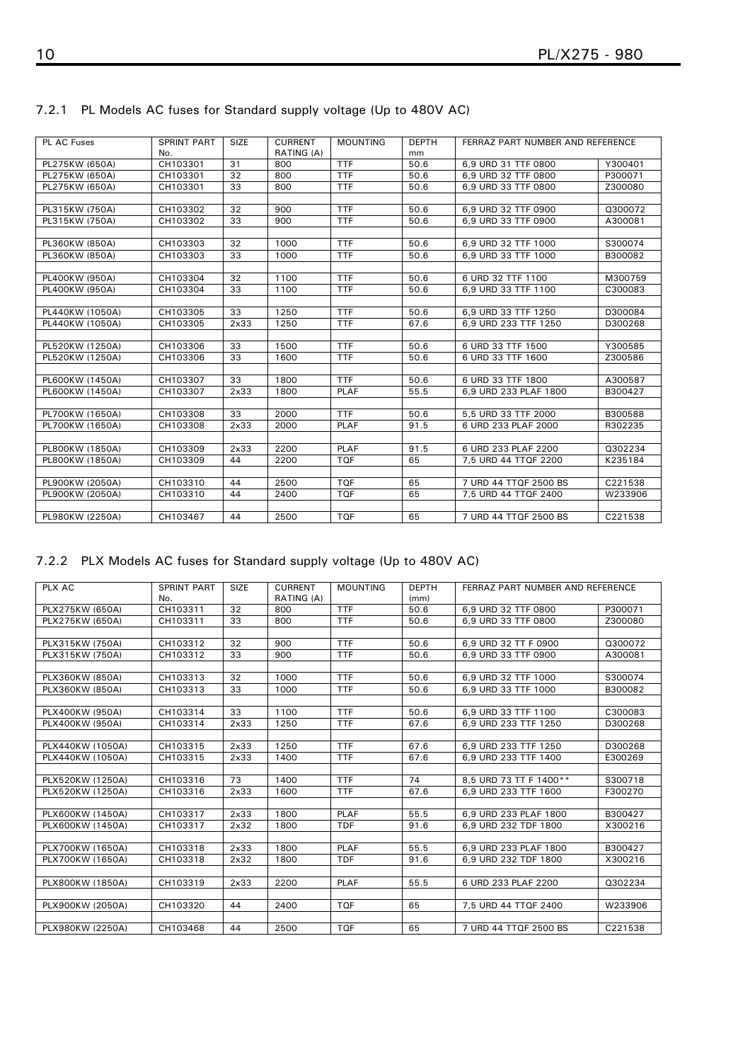### 7.2.1 PL Models AC fuses for Standard supply voltage (Up to 480V AC)

| PL AC Fuses | SPRINT PART No. | SIZE | CURRENT RATING (A) | MOUNTING | DEPTH mm | FERRAZ PART NUMBER AND REFERENCE | |
|---|---|---|---|---|---|---|---|
| PL275KW (650A) | CH103301 | 31 | 800 | TTF | 50.6 | 6,9 URD 31 TTF 0800 | Y300401 |
| PL275KW (650A) | CH103301 | 32 | 800 | TTF | 50.6 | 6,9 URD 32 TTF 0800 | P300071 |
| PL275KW (650A) | CH103301 | 33 | 800 | TTF | 50.6 | 6,9 URD 33 TTF 0800 | Z300080 |
| | | | | | | | |
| PL315KW (750A) | CH103302 | 32 | 900 | TTF | 50.6 | 6,9 URD 32 TTF 0900 | Q300072 |
| PL315KW (750A) | CH103302 | 33 | 900 | TTF | 50.6 | 6,9 URD 33 TTF 0900 | A300081 |
| | | | | | | | |
| PL360KW (850A) | CH103303 | 32 | 1000 | TTF | 50.6 | 6,9 URD 32 TTF 1000 | S300074 |
| PL360KW (850A) | CH103303 | 33 | 1000 | TTF | 50.6 | 6,9 URD 33 TTF 1000 | B300082 |
| | | | | | | | |
| PL400KW (950A) | CH103304 | 32 | 1100 | TTF | 50.6 | 6 URD 32 TTF 1100 | M300759 |
| PL400KW (950A) | CH103304 | 33 | 1100 | TTF | 50.6 | 6,9 URD 33 TTF 1100 | C300083 |
| | | | | | | | |
| PL440KW (1050A) | CH103305 | 33 | 1250 | TTF | 50.6 | 6,9 URD 33 TTF 1250 | D300084 |
| PL440KW (1050A) | CH103305 | 2x33 | 1250 | TTF | 67.6 | 6,9 URD 233 TTF 1250 | D300268 |
| | | | | | | | |
| PL520KW (1250A) | CH103306 | 33 | 1500 | TTF | 50.6 | 6 URD 33 TTF 1500 | Y300585 |
| PL520KW (1250A) | CH103306 | 33 | 1600 | TTF | 50.6 | 6 URD 33 TTF 1600 | Z300586 |
| | | | | | | | |
| PL600KW (1450A) | CH103307 | 33 | 1800 | TTF | 50.6 | 6 URD 33 TTF 1800 | A300587 |
| PL600KW (1450A) | CH103307 | 2x33 | 1800 | PLAF | 55.5 | 6,9 URD 233 PLAF 1800 | B300427 |
| | | | | | | | |
| PL700KW (1650A) | CH103308 | 33 | 2000 | TTF | 50.6 | 5,5 URD 33 TTF 2000 | B300588 |
| PL700KW (1650A) | CH103308 | 2x33 | 2000 | PLAF | 91.5 | 6 URD 233 PLAF 2000 | R302235 |
| | | | | | | | |
| PL800KW (1850A) | CH103309 | 2x33 | 2200 | PLAF | 91.5 | 6 URD 233 PLAF 2200 | Q302234 |
| PL800KW (1850A) | CH103309 | 44 | 2200 | TQF | 65 | 7,5 URD 44 TTQF 2200 | K235184 |
| | | | | | | | |
| PL900KW (2050A) | CH103310 | 44 | 2500 | TQF | 65 | 7 URD 44 TTQF 2500 BS | C221538 |
| PL900KW (2050A) | CH103310 | 44 | 2400 | TQF | 65 | 7,5 URD 44 TTQF 2400 | W233906 |
| | | | | | | | |
| PL980KW (2250A) | CH103467 | 44 | 2500 | TQF | 65 | 7 URD 44 TTQF 2500 BS | C221538 |

### 7.2.2 PLX Models AC fuses for Standard supply voltage (Up to 480V AC)

| PLX AC | SPRINT PART No. | SIZE | CURRENT RATING (A) | MOUNTING | DEPTH (mm) | FERRAZ PART NUMBER AND REFERENCE | |
|---|---|---|---|---|---|---|---|
| PLX275KW (650A) | CH103311 | 32 | 800 | TTF | 50.6 | 6,9 URD 32 TTF 0800 | P300071 |
| PLX275KW (650A) | CH103311 | 33 | 800 | TTF | 50.6 | 6,9 URD 33 TTF 0800 | Z300080 |
| | | | | | | | |
| PLX315KW (750A) | CH103312 | 32 | 900 | TTF | 50.6 | 6,9 URD 32 TT F 0900 | Q300072 |
| PLX315KW (750A) | CH103312 | 33 | 900 | TTF | 50.6 | 6,9 URD 33 TTF 0900 | A300081 |
| | | | | | | | |
| PLX360KW (850A) | CH103313 | 32 | 1000 | TTF | 50.6 | 6,9 URD 32 TTF 1000 | S300074 |
| PLX360KW (850A) | CH103313 | 33 | 1000 | TTF | 50.6 | 6,9 URD 33 TTF 1000 | B300082 |
| | | | | | | | |
| PLX400KW (950A) | CH103314 | 33 | 1100 | TTF | 50.6 | 6,9 URD 33 TTF 1100 | C300083 |
| PLX400KW (950A) | CH103314 | 2x33 | 1250 | TTF | 67.6 | 6,9 URD 233 TTF 1250 | D300268 |
| | | | | | | | |
| PLX440KW (1050A) | CH103315 | 2x33 | 1250 | TTF | 67.6 | 6,9 URD 233 TTF 1250 | D300268 |
| PLX440KW (1050A) | CH103315 | 2x33 | 1400 | TTF | 67.6 | 6,9 URD 233 TTF 1400 | E300269 |
| | | | | | | | |
| PLX520KW (1250A) | CH103316 | 73 | 1400 | TTF | 74 | 8,5 URD 73 TT F 1400** | S300718 |
| PLX520KW (1250A) | CH103316 | 2x33 | 1600 | TTF | 67.6 | 6,9 URD 233 TTF 1600 | F300270 |
| | | | | | | | |
| PLX600KW (1450A) | CH103317 | 2x33 | 1800 | PLAF | 55.5 | 6,9 URD 233 PLAF 1800 | B300427 |
| PLX600KW (1450A) | CH103317 | 2x32 | 1800 | TDF | 91.6 | 6,9 URD 232 TDF 1800 | X300216 |
| | | | | | | | |
| PLX700KW (1650A) | CH103318 | 2x33 | 1800 | PLAF | 55.5 | 6,9 URD 233 PLAF 1800 | B300427 |
| PLX700KW (1650A) | CH103318 | 2x32 | 1800 | TDF | 91.6 | 6,9 URD 232 TDF 1800 | X300216 |
| | | | | | | | |
| PLX800KW (1850A) | CH103319 | 2x33 | 2200 | PLAF | 55.5 | 6 URD 233 PLAF 2200 | Q302234 |
| | | | | | | | |
| PLX900KW (2050A) | CH103320 | 44 | 2400 | TQF | 65 | 7,5 URD 44 TTQF 2400 | W233906 |
| | | | | | | | |
| PLX980KW (2250A) | CH103468 | 44 | 2500 | TQF | 65 | 7 URD 44 TTQF 2500 BS | C221538 |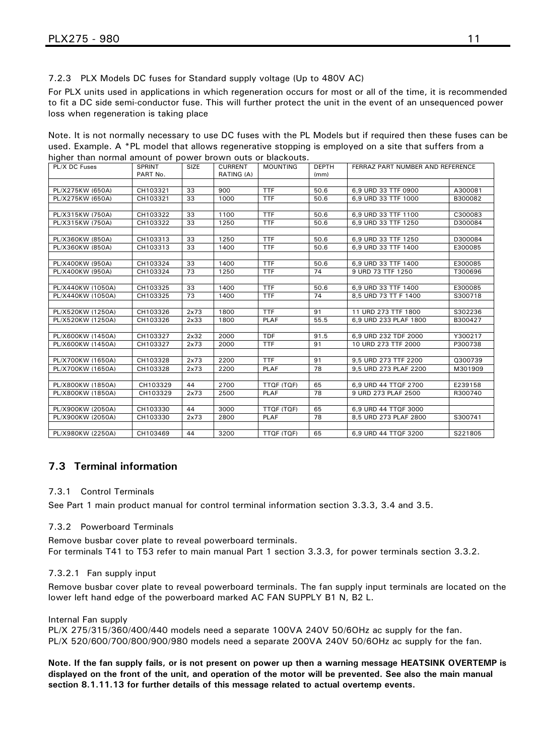7.2.3 PLX Models DC fuses for Standard supply voltage (Up to 480V AC)

For PLX units used in applications in which regeneration occurs for most or all of the time, it is recommended to fit a DC side semi-conductor fuse. This will further protect the unit in the event of an unsequenced power loss when regeneration is taking place

Note. It is not normally necessary to use DC fuses with the PL Models but if required then these fuses can be used. Example. A *PL model that allows regenerative stopping is employed on a site that suffers from a higher than normal amount of power brown outs or blackouts.

| PL/X DC Fuses | SPRINT PART No. | SIZE | CURRENT RATING (A) | MOUNTING | DEPTH (mm) | FERRAZ PART NUMBER AND REFERENCE | |
|---|---|---|---|---|---|---|---|
| PL/X275KW (650A) | CH103321 | 33 | 900 | TTF | 50.6 | 6,9 URD 33 TTF 0900 | A300081 |
| PL/X275KW (650A) | CH103321 | 33 | 1000 | TTF | 50.6 | 6,9 URD 33 TTF 1000 | B300082 |
| PL/X315KW (750A) | CH103322 | 33 | 1100 | TTF | 50.6 | 6,9 URD 33 TTF 1100 | C300083 |
| PL/X315KW (750A) | CH103322 | 33 | 1250 | TTF | 50.6 | 6,9 URD 33 TTF 1250 | D300084 |
| PL/X360KW (850A) | CH103313 | 33 | 1250 | TTF | 50.6 | 6,9 URD 33 TTF 1250 | D300084 |
| PL/X360KW (850A) | CH103313 | 33 | 1400 | TTF | 50.6 | 6,9 URD 33 TTF 1400 | E300085 |
| PL/X400KW (950A) | CH103324 | 33 | 1400 | TTF | 50.6 | 6,9 URD 33 TTF 1400 | E300085 |
| PL/X400KW (950A) | CH103324 | 73 | 1250 | TTF | 74 | 9 URD 73 TTF 1250 | T300696 |
| PL/X440KW (1050A) | CH103325 | 33 | 1400 | TTF | 50.6 | 6,9 URD 33 TTF 1400 | E300085 |
| PL/X440KW (1050A) | CH103325 | 73 | 1400 | TTF | 74 | 8,5 URD 73 TT F 1400 | S300718 |
| PL/X520KW (1250A) | CH103326 | 2x73 | 1800 | TTF | 91 | 11 URD 273 TTF 1800 | S302236 |
| PL/X520KW (1250A) | CH103326 | 2x33 | 1800 | PLAF | 55.5 | 6,9 URD 233 PLAF 1800 | B300427 |
| PL/X600KW (1450A) | CH103327 | 2x32 | 2000 | TDF | 91.5 | 6,9 URD 232 TDF 2000 | Y300217 |
| PL/X600KW (1450A) | CH103327 | 2x73 | 2000 | TTF | 91 | 10 URD 273 TTF 2000 | P300738 |
| PL/X700KW (1650A) | CH103328 | 2x73 | 2200 | TTF | 91 | 9,5 URD 273 TTF 2200 | Q300739 |
| PL/X700KW (1650A) | CH103328 | 2x73 | 2200 | PLAF | 78 | 9,5 URD 273 PLAF 2200 | M301909 |
| PL/X800KW (1850A) | CH103329 | 44 | 2700 | TTQF (TQF) | 65 | 6,9 URD 44 TTQF 2700 | E239158 |
| PL/X800KW (1850A) | CH103329 | 2x73 | 2500 | PLAF | 78 | 9 URD 273 PLAF 2500 | R300740 |
| PL/X900KW (2050A) | CH103330 | 44 | 3000 | TTQF (TQF) | 65 | 6,9 URD 44 TTQF 3000 | |
| PL/X900KW (2050A) | CH103330 | 2x73 | 2800 | PLAF | 78 | 8,5 URD 273 PLAF 2800 | S300741 |
| PL/X980KW (2250A) | CH103469 | 44 | 3200 | TTQF (TQF) | 65 | 6,9 URD 44 TTQF 3200 | S221805 |

## 7.3 Terminal information

### 7.3.1 Control Terminals

See Part 1 main product manual for control terminal information section 3.3.3, 3.4 and 3.5.

### 7.3.2 Powerboard Terminals

Remove busbar cover plate to reveal powerboard terminals.
For terminals T41 to T53 refer to main manual Part 1 section 3.3.3, for power terminals section 3.3.2.

#### 7.3.2.1 Fan supply input

Remove busbar cover plate to reveal powerboard terminals. The fan supply input terminals are located on the lower left hand edge of the powerboard marked AC FAN SUPPLY B1 N, B2 L.

Internal Fan supply
PL/X 275/315/360/400/440 models need a separate 100VA 240V 50/6OHz ac supply for the fan.
PL/X 520/600/700/800/900/980 models need a separate 200VA 240V 50/6OHz ac supply for the fan.

**Note. If the fan supply fails, or is not present on power up then a warning message HEATSINK OVERTEMP is displayed on the front of the unit, and operation of the motor will be prevented. See also the main manual section 8.1.11.13 for further details of this message related to actual overtemp events.**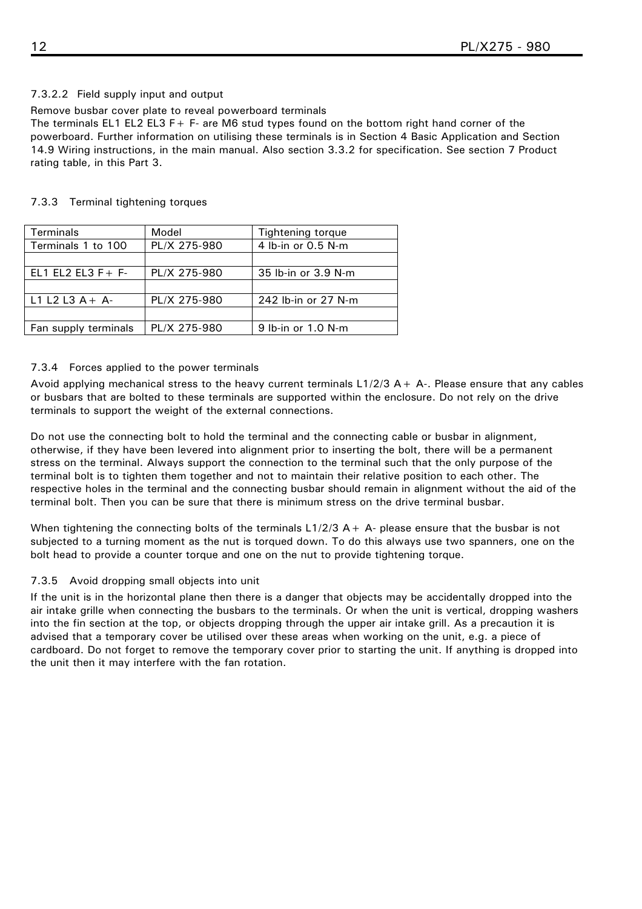#### 7.3.2.2 Field supply input and output

Remove busbar cover plate to reveal powerboard terminals
The terminals EL1 EL2 EL3 F+ F- are M6 stud types found on the bottom right hand corner of the powerboard. Further information on utilising these terminals is in Section 4 Basic Application and Section 14.9 Wiring instructions, in the main manual. Also section 3.3.2 for specification. See section 7 Product rating table, in this Part 3.

### 7.3.3 Terminal tightening torques

| Terminals | Model | Tightening torque |
|---|---|---|
| Terminals 1 to 100 | PL/X 275-980 | 4 lb-in or 0.5 N-m |
| | | |
| EL1 EL2 EL3 F+ F- | PL/X 275-980 | 35 lb-in or 3.9 N-m |
| | | |
| L1 L2 L3 A+ A- | PL/X 275-980 | 242 lb-in or 27 N-m |
| | | |
| Fan supply terminals | PL/X 275-980 | 9 lb-in or 1.0 N-m |

### 7.3.4 Forces applied to the power terminals

Avoid applying mechanical stress to the heavy current terminals L1/2/3 A+ A-. Please ensure that any cables or busbars that are bolted to these terminals are supported within the enclosure. Do not rely on the drive terminals to support the weight of the external connections.

Do not use the connecting bolt to hold the terminal and the connecting cable or busbar in alignment, otherwise, if they have been levered into alignment prior to inserting the bolt, there will be a permanent stress on the terminal. Always support the connection to the terminal such that the only purpose of the terminal bolt is to tighten them together and not to maintain their relative position to each other. The respective holes in the terminal and the connecting busbar should remain in alignment without the aid of the terminal bolt. Then you can be sure that there is minimum stress on the drive terminal busbar.

When tightening the connecting bolts of the terminals L1/2/3 A+ A- please ensure that the busbar is not subjected to a turning moment as the nut is torqued down. To do this always use two spanners, one on the bolt head to provide a counter torque and one on the nut to provide tightening torque.

### 7.3.5 Avoid dropping small objects into unit

If the unit is in the horizontal plane then there is a danger that objects may be accidentally dropped into the air intake grille when connecting the busbars to the terminals. Or when the unit is vertical, dropping washers into the fin section at the top, or objects dropping through the upper air intake grill. As a precaution it is advised that a temporary cover be utilised over these areas when working on the unit, e.g. a piece of cardboard. Do not forget to remove the temporary cover prior to starting the unit. If anything is dropped into the unit then it may interfere with the fan rotation.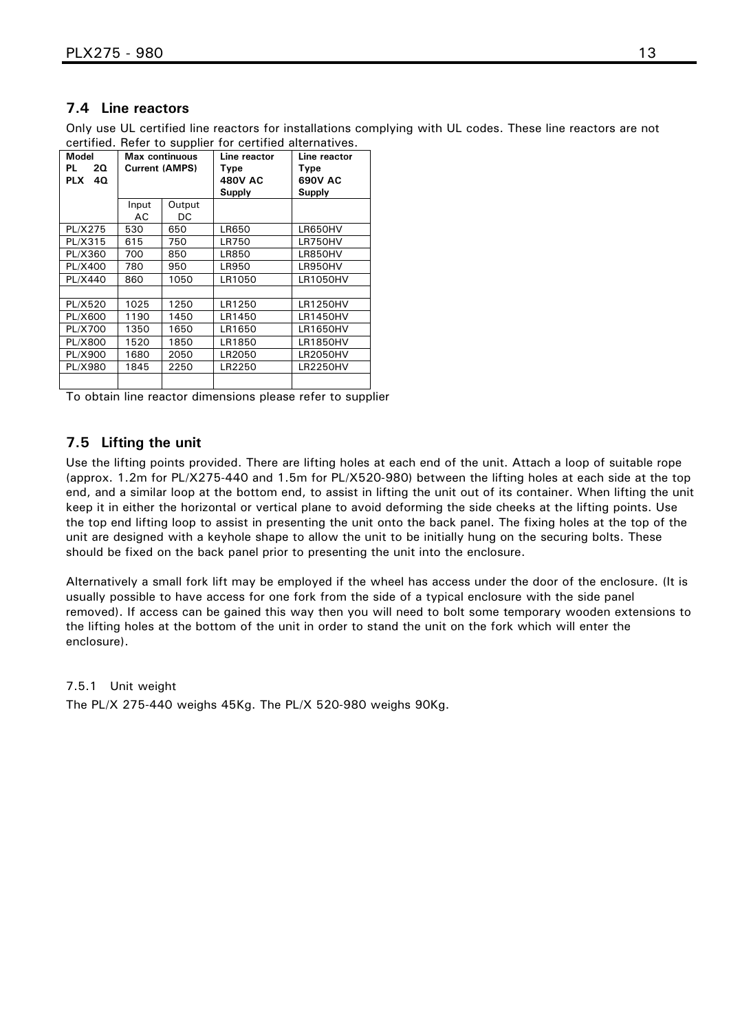## 7.4 Line reactors

Only use UL certified line reactors for installations complying with UL codes. These line reactors are not certified. Refer to supplier for certified alternatives.

| Model<br>PL 2Q<br>PLX 4Q | Max continuous Current (AMPS) | | Line reactor Type 480V AC Supply | Line reactor Type 690V AC Supply |
|---|---|---|---|---|
| | Input AC | Output DC | | |
| PL/X275 | 530 | 650 | LR650 | LR650HV |
| PL/X315 | 615 | 750 | LR750 | LR750HV |
| PL/X360 | 700 | 850 | LR850 | LR850HV |
| PL/X400 | 780 | 950 | LR950 | LR950HV |
| PL/X440 | 860 | 1050 | LR1050 | LR1050HV |
| | | | | |
| PL/X520 | 1025 | 1250 | LR1250 | LR1250HV |
| PL/X600 | 1190 | 1450 | LR1450 | LR1450HV |
| PL/X700 | 1350 | 1650 | LR1650 | LR1650HV |
| PL/X800 | 1520 | 1850 | LR1850 | LR1850HV |
| PL/X900 | 1680 | 2050 | LR2050 | LR2050HV |
| PL/X980 | 1845 | 2250 | LR2250 | LR2250HV |
| | | | | |

To obtain line reactor dimensions please refer to supplier

## 7.5 Lifting the unit

Use the lifting points provided. There are lifting holes at each end of the unit. Attach a loop of suitable rope (approx. 1.2m for PL/X275-440 and 1.5m for PL/X520-980) between the lifting holes at each side at the top end, and a similar loop at the bottom end, to assist in lifting the unit out of its container. When lifting the unit keep it in either the horizontal or vertical plane to avoid deforming the side cheeks at the lifting points. Use the top end lifting loop to assist in presenting the unit onto the back panel. The fixing holes at the top of the unit are designed with a keyhole shape to allow the unit to be initially hung on the securing bolts. These should be fixed on the back panel prior to presenting the unit into the enclosure.

Alternatively a small fork lift may be employed if the wheel has access under the door of the enclosure. (It is usually possible to have access for one fork from the side of a typical enclosure with the side panel removed). If access can be gained this way then you will need to bolt some temporary wooden extensions to the lifting holes at the bottom of the unit in order to stand the unit on the fork which will enter the enclosure).

### 7.5.1 Unit weight

The PL/X 275-440 weighs 45Kg. The PL/X 520-980 weighs 90Kg.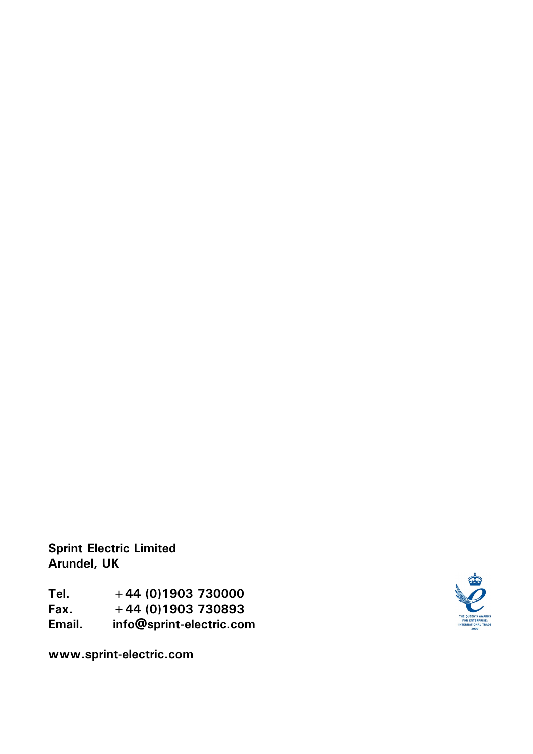**Sprint Electric Limited**
**Arundel, UK**

**Tel.** **+44 (0)1903 730000**
**Fax.** **+44 (0)1903 730893**
**Email.** **info@sprint-electric.com**

**www.sprint-electric.com**

THE QUEEN'S AWARDS FOR ENTERPRISE: INTERNATIONAL TRADE 2009